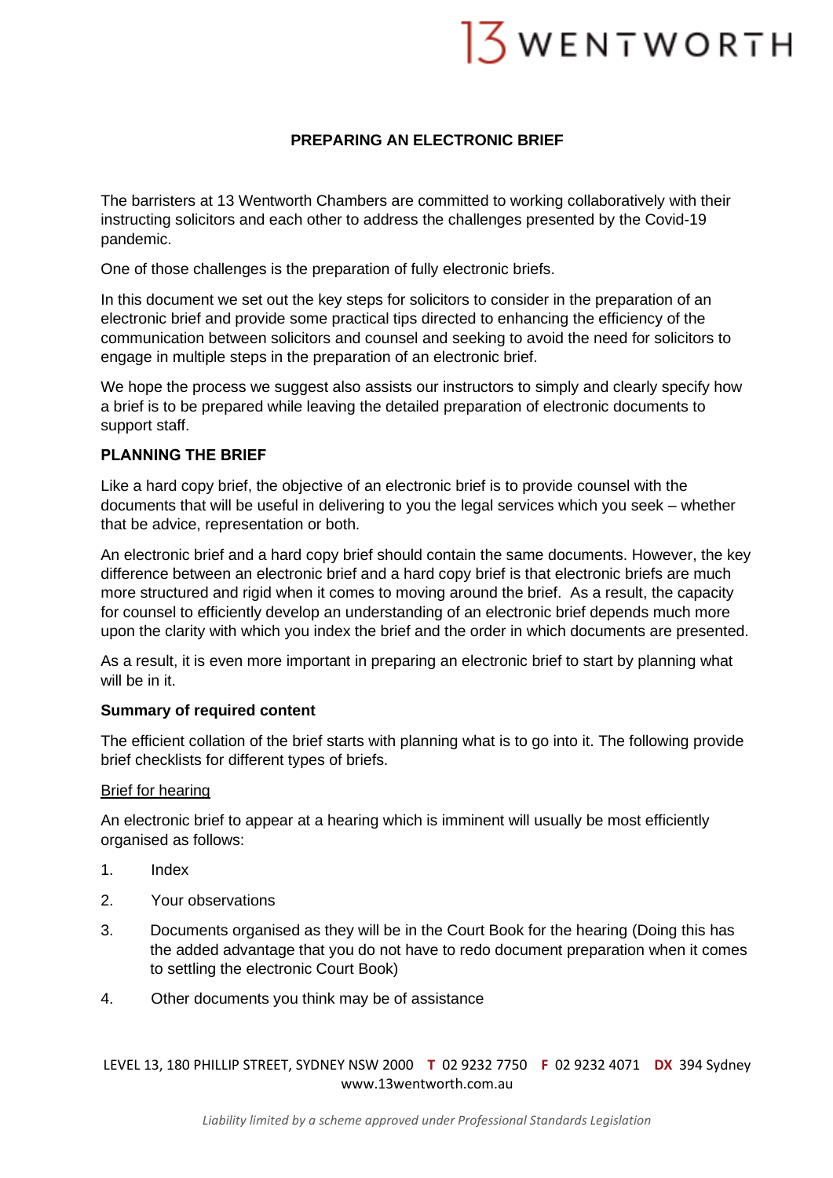# PREPARING AN ELECTRONIC BRIEF

The barristers at 13 Wentworth Chambers are committed to working collaboratively with their instructing solicitors and each other to address the challenges presented by the Covid-19 pandemic.

One of those challenges is the preparation of fully electronic briefs.

In this document we set out the key steps for solicitors to consider in the preparation of an electronic brief and provide some practical tips directed to enhancing the efficiency of the communication between solicitors and counsel and seeking to avoid the need for solicitors to engage in multiple steps in the preparation of an electronic brief.

We hope the process we suggest also assists our instructors to simply and clearly specify how a brief is to be prepared while leaving the detailed preparation of electronic documents to support staff.

## PLANNING THE BRIEF

Like a hard copy brief, the objective of an electronic brief is to provide counsel with the documents that will be useful in delivering to you the legal services which you seek – whether that be advice, representation or both.

An electronic brief and a hard copy brief should contain the same documents. However, the key difference between an electronic brief and a hard copy brief is that electronic briefs are much more structured and rigid when it comes to moving around the brief. As a result, the capacity for counsel to efficiently develop an understanding of an electronic brief depends much more upon the clarity with which you index the brief and the order in which documents are presented.

As a result, it is even more important in preparing an electronic brief to start by planning what will be in it.

### Summary of required content

The efficient collation of the brief starts with planning what is to go into it. The following provide brief checklists for different types of briefs.

<u>Brief for hearing</u>

An electronic brief to appear at a hearing which is imminent will usually be most efficiently organised as follows:

1. Index
2. Your observations
3. Documents organised as they will be in the Court Book for the hearing (Doing this has the added advantage that you do not have to redo document preparation when it comes to settling the electronic Court Book)
4. Other documents you think may be of assistance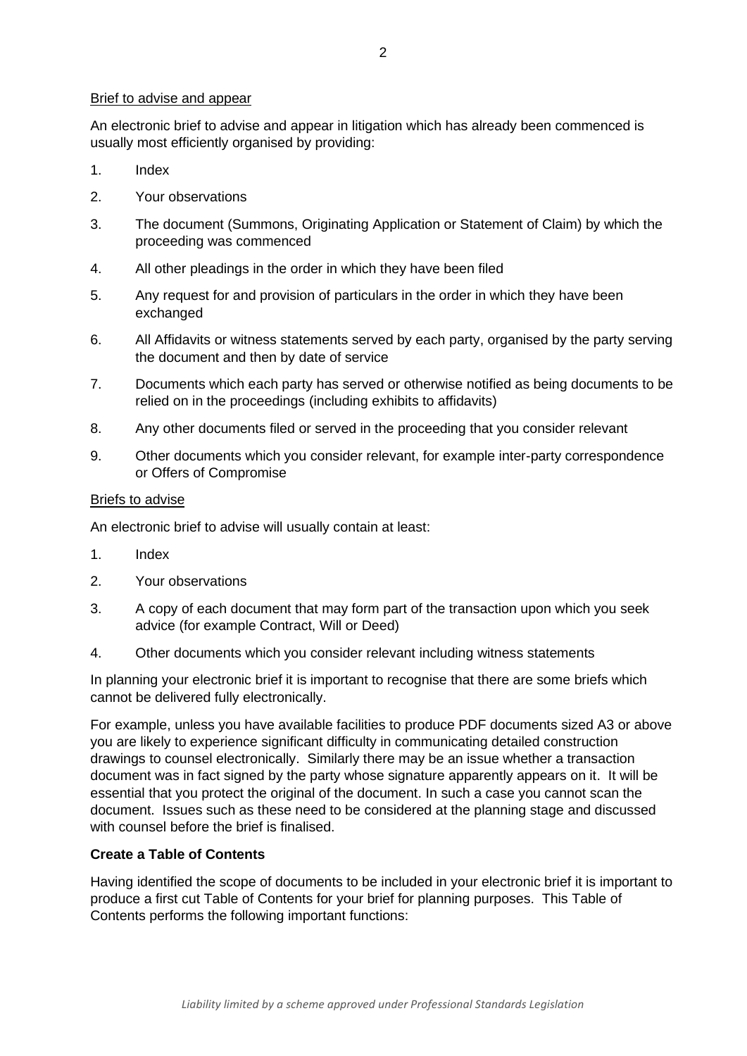Brief to advise and appear

An electronic brief to advise and appear in litigation which has already been commenced is usually most efficiently organised by providing:

1. Index
2. Your observations
3. The document (Summons, Originating Application or Statement of Claim) by which the proceeding was commenced
4. All other pleadings in the order in which they have been filed
5. Any request for and provision of particulars in the order in which they have been exchanged
6. All Affidavits or witness statements served by each party, organised by the party serving the document and then by date of service
7. Documents which each party has served or otherwise notified as being documents to be relied on in the proceedings (including exhibits to affidavits)
8. Any other documents filed or served in the proceeding that you consider relevant
9. Other documents which you consider relevant, for example inter-party correspondence or Offers of Compromise

Briefs to advise

An electronic brief to advise will usually contain at least:

1. Index
2. Your observations
3. A copy of each document that may form part of the transaction upon which you seek advice (for example Contract, Will or Deed)
4. Other documents which you consider relevant including witness statements

In planning your electronic brief it is important to recognise that there are some briefs which cannot be delivered fully electronically.

For example, unless you have available facilities to produce PDF documents sized A3 or above you are likely to experience significant difficulty in communicating detailed construction drawings to counsel electronically. Similarly there may be an issue whether a transaction document was in fact signed by the party whose signature apparently appears on it. It will be essential that you protect the original of the document. In such a case you cannot scan the document. Issues such as these need to be considered at the planning stage and discussed with counsel before the brief is finalised.

**Create a Table of Contents**

Having identified the scope of documents to be included in your electronic brief it is important to produce a first cut Table of Contents for your brief for planning purposes. This Table of Contents performs the following important functions: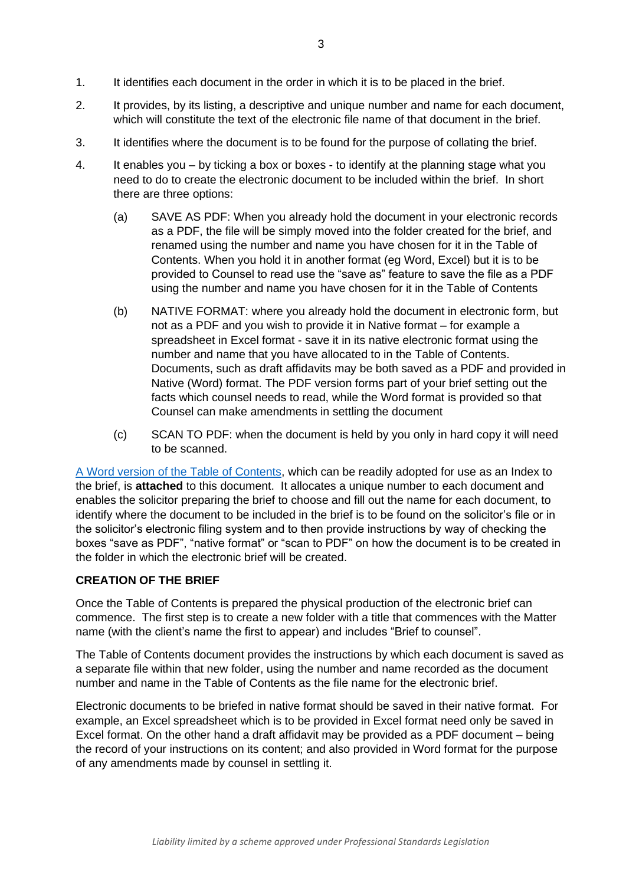1. It identifies each document in the order in which it is to be placed in the brief.

2. It provides, by its listing, a descriptive and unique number and name for each document, which will constitute the text of the electronic file name of that document in the brief.

3. It identifies where the document is to be found for the purpose of collating the brief.

4. It enables you – by ticking a box or boxes - to identify at the planning stage what you need to do to create the electronic document to be included within the brief. In short there are three options:

   (a) SAVE AS PDF: When you already hold the document in your electronic records as a PDF, the file will be simply moved into the folder created for the brief, and renamed using the number and name you have chosen for it in the Table of Contents. When you hold it in another format (eg Word, Excel) but it is to be provided to Counsel to read use the "save as" feature to save the file as a PDF using the number and name you have chosen for it in the Table of Contents

   (b) NATIVE FORMAT: where you already hold the document in electronic form, but not as a PDF and you wish to provide it in Native format – for example a spreadsheet in Excel format - save it in its native electronic format using the number and name that you have allocated to in the Table of Contents. Documents, such as draft affidavits may be both saved as a PDF and provided in Native (Word) format. The PDF version forms part of your brief setting out the facts which counsel needs to read, while the Word format is provided so that Counsel can make amendments in settling the document

   (c) SCAN TO PDF: when the document is held by you only in hard copy it will need to be scanned.

A Word version of the Table of Contents, which can be readily adopted for use as an Index to the brief, is **attached** to this document. It allocates a unique number to each document and enables the solicitor preparing the brief to choose and fill out the name for each document, to identify where the document to be included in the brief is to be found on the solicitor's file or in the solicitor's electronic filing system and to then provide instructions by way of checking the boxes "save as PDF", "native format" or "scan to PDF" on how the document is to be created in the folder in which the electronic brief will be created.

**CREATION OF THE BRIEF**

Once the Table of Contents is prepared the physical production of the electronic brief can commence. The first step is to create a new folder with a title that commences with the Matter name (with the client's name the first to appear) and includes "Brief to counsel".

The Table of Contents document provides the instructions by which each document is saved as a separate file within that new folder, using the number and name recorded as the document number and name in the Table of Contents as the file name for the electronic brief.

Electronic documents to be briefed in native format should be saved in their native format. For example, an Excel spreadsheet which is to be provided in Excel format need only be saved in Excel format. On the other hand a draft affidavit may be provided as a PDF document – being the record of your instructions on its content; and also provided in Word format for the purpose of any amendments made by counsel in settling it.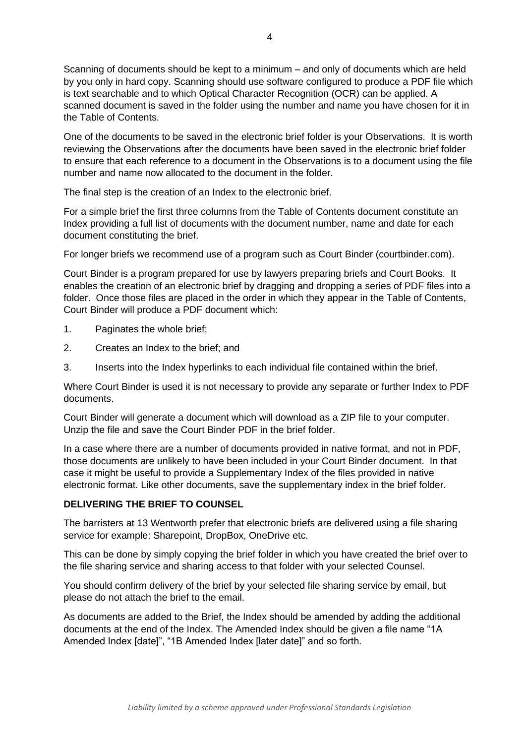Scanning of documents should be kept to a minimum – and only of documents which are held by you only in hard copy. Scanning should use software configured to produce a PDF file which is text searchable and to which Optical Character Recognition (OCR) can be applied. A scanned document is saved in the folder using the number and name you have chosen for it in the Table of Contents.

One of the documents to be saved in the electronic brief folder is your Observations. It is worth reviewing the Observations after the documents have been saved in the electronic brief folder to ensure that each reference to a document in the Observations is to a document using the file number and name now allocated to the document in the folder.

The final step is the creation of an Index to the electronic brief.

For a simple brief the first three columns from the Table of Contents document constitute an Index providing a full list of documents with the document number, name and date for each document constituting the brief.

For longer briefs we recommend use of a program such as Court Binder (courtbinder.com).

Court Binder is a program prepared for use by lawyers preparing briefs and Court Books. It enables the creation of an electronic brief by dragging and dropping a series of PDF files into a folder. Once those files are placed in the order in which they appear in the Table of Contents, Court Binder will produce a PDF document which:

1. Paginates the whole brief;
2. Creates an Index to the brief; and
3. Inserts into the Index hyperlinks to each individual file contained within the brief.

Where Court Binder is used it is not necessary to provide any separate or further Index to PDF documents.

Court Binder will generate a document which will download as a ZIP file to your computer. Unzip the file and save the Court Binder PDF in the brief folder.

In a case where there are a number of documents provided in native format, and not in PDF, those documents are unlikely to have been included in your Court Binder document. In that case it might be useful to provide a Supplementary Index of the files provided in native electronic format. Like other documents, save the supplementary index in the brief folder.

**DELIVERING THE BRIEF TO COUNSEL**

The barristers at 13 Wentworth prefer that electronic briefs are delivered using a file sharing service for example: Sharepoint, DropBox, OneDrive etc.

This can be done by simply copying the brief folder in which you have created the brief over to the file sharing service and sharing access to that folder with your selected Counsel.

You should confirm delivery of the brief by your selected file sharing service by email, but please do not attach the brief to the email.

As documents are added to the Brief, the Index should be amended by adding the additional documents at the end of the Index. The Amended Index should be given a file name "1A Amended Index [date]", "1B Amended Index [later date]" and so forth.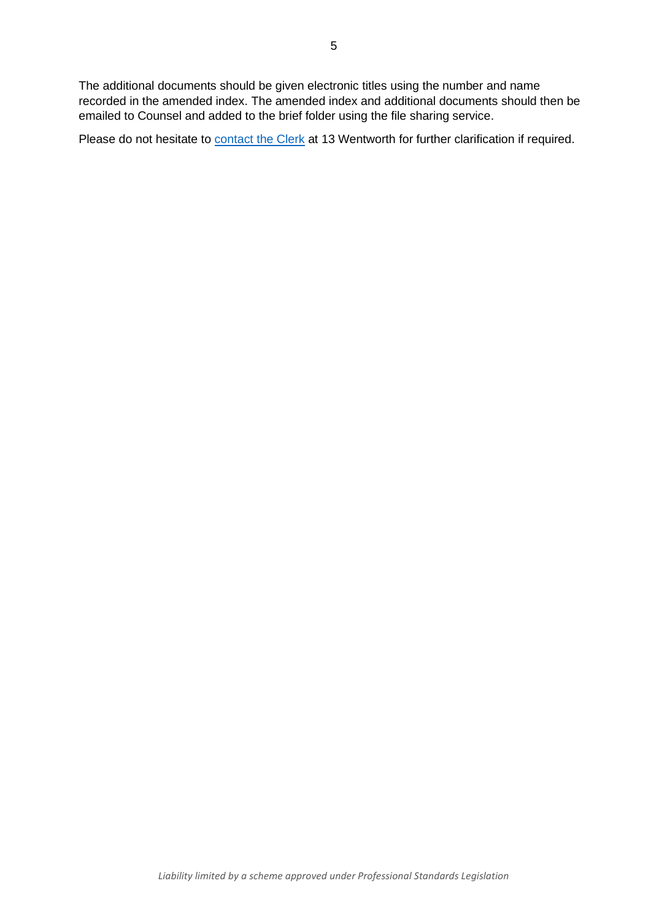The additional documents should be given electronic titles using the number and name recorded in the amended index. The amended index and additional documents should then be emailed to Counsel and added to the brief folder using the file sharing service.

Please do not hesitate to contact the Clerk at 13 Wentworth for further clarification if required.

*Liability limited by a scheme approved under Professional Standards Legislation*